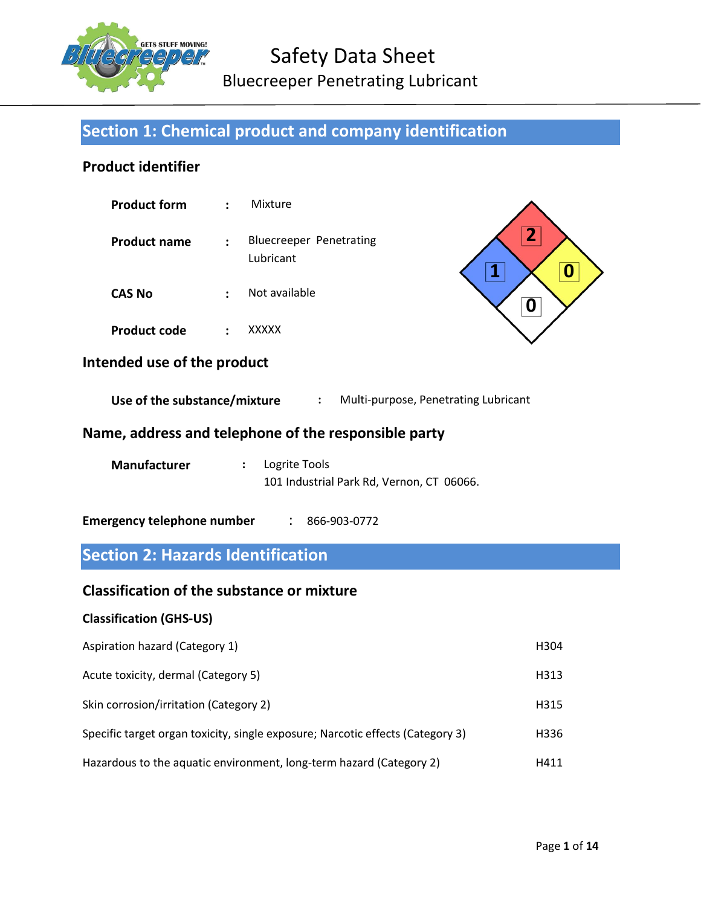# Safety Data Sheet

## Bluecreeper Penetrating Lubricant

## Section 1: Chemical product and company identification

### Product identifier

**Product form** : Mixture

**Product name** : Bluecreeper Penetrating Lubricant

**CAS No** : Not available

**Product code** : XXXXX

### Intended use of the product

**Use of the substance/mixture** : Multi-purpose, Penetrating Lubricant

### Name, address and telephone of the responsible party

**Manufacturer** : Logrite Tools
101 Industrial Park Rd, Vernon, CT 06066.

**Emergency telephone number** : 866-903-0772

## Section 2: Hazards Identification

### Classification of the substance or mixture

#### Classification (GHS-US)

| Classification | Hazard statement |
| --- | --- |
| Aspiration hazard (Category 1) | H304 |
| Acute toxicity, dermal (Category 5) | H313 |
| Skin corrosion/irritation (Category 2) | H315 |
| Specific target organ toxicity, single exposure; Narcotic effects (Category 3) | H336 |
| Hazardous to the aquatic environment, long-term hazard (Category 2) | H411 |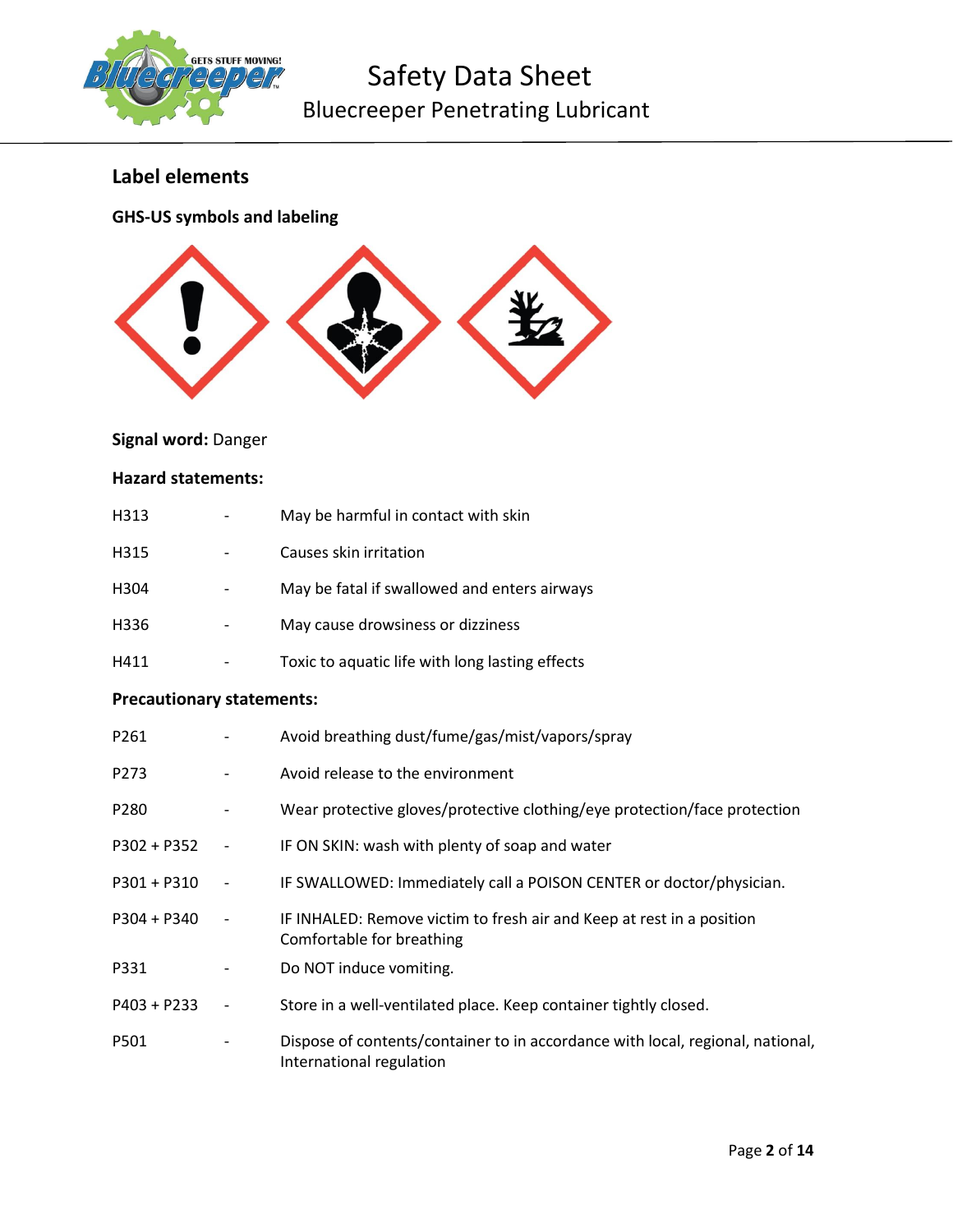## Label elements

### GHS-US symbols and labeling

**Signal word:** Danger

**Hazard statements:**

| | | |
|---|---|---|
| H313 | - | May be harmful in contact with skin |
| H315 | - | Causes skin irritation |
| H304 | - | May be fatal if swallowed and enters airways |
| H336 | - | May cause drowsiness or dizziness |
| H411 | - | Toxic to aquatic life with long lasting effects |

**Precautionary statements:**

| | | |
|---|---|---|
| P261 | - | Avoid breathing dust/fume/gas/mist/vapors/spray |
| P273 | - | Avoid release to the environment |
| P280 | - | Wear protective gloves/protective clothing/eye protection/face protection |
| P302 + P352 | - | IF ON SKIN: wash with plenty of soap and water |
| P301 + P310 | - | IF SWALLOWED: Immediately call a POISON CENTER or doctor/physician. |
| P304 + P340 | - | IF INHALED: Remove victim to fresh air and Keep at rest in a position Comfortable for breathing |
| P331 | - | Do NOT induce vomiting. |
| P403 + P233 | - | Store in a well-ventilated place. Keep container tightly closed. |
| P501 | - | Dispose of contents/container to in accordance with local, regional, national, International regulation |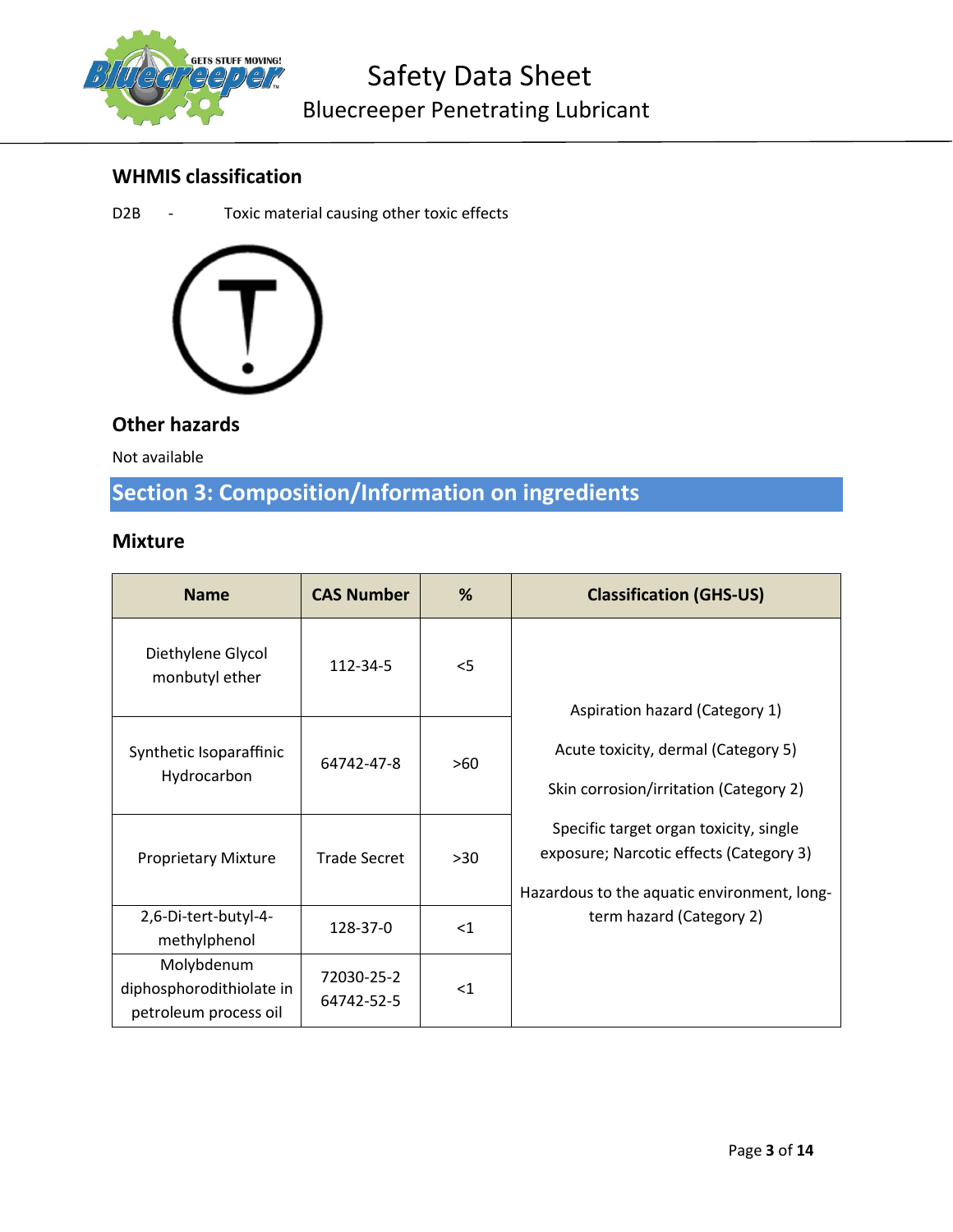### WHMIS classification

D2B - Toxic material causing other toxic effects

### Other hazards

Not available

## Section 3: Composition/Information on ingredients

### Mixture

| Name | CAS Number | % | Classification (GHS-US) |
|---|---|---|---|
| Diethylene Glycol monbutyl ether | 112-34-5 | <5 | Aspiration hazard (Category 1)<br>Acute toxicity, dermal (Category 5)<br>Skin corrosion/irritation (Category 2)<br>Specific target organ toxicity, single exposure; Narcotic effects (Category 3)<br>Hazardous to the aquatic environment, long-term hazard (Category 2) |
| Synthetic Isoparaffinic Hydrocarbon | 64742-47-8 | >60 | |
| Proprietary Mixture | Trade Secret | >30 | |
| 2,6-Di-tert-butyl-4-methylphenol | 128-37-0 | <1 | |
| Molybdenum diphosphorodithiolate in petroleum process oil | 72030-25-2<br>64742-52-5 | <1 | |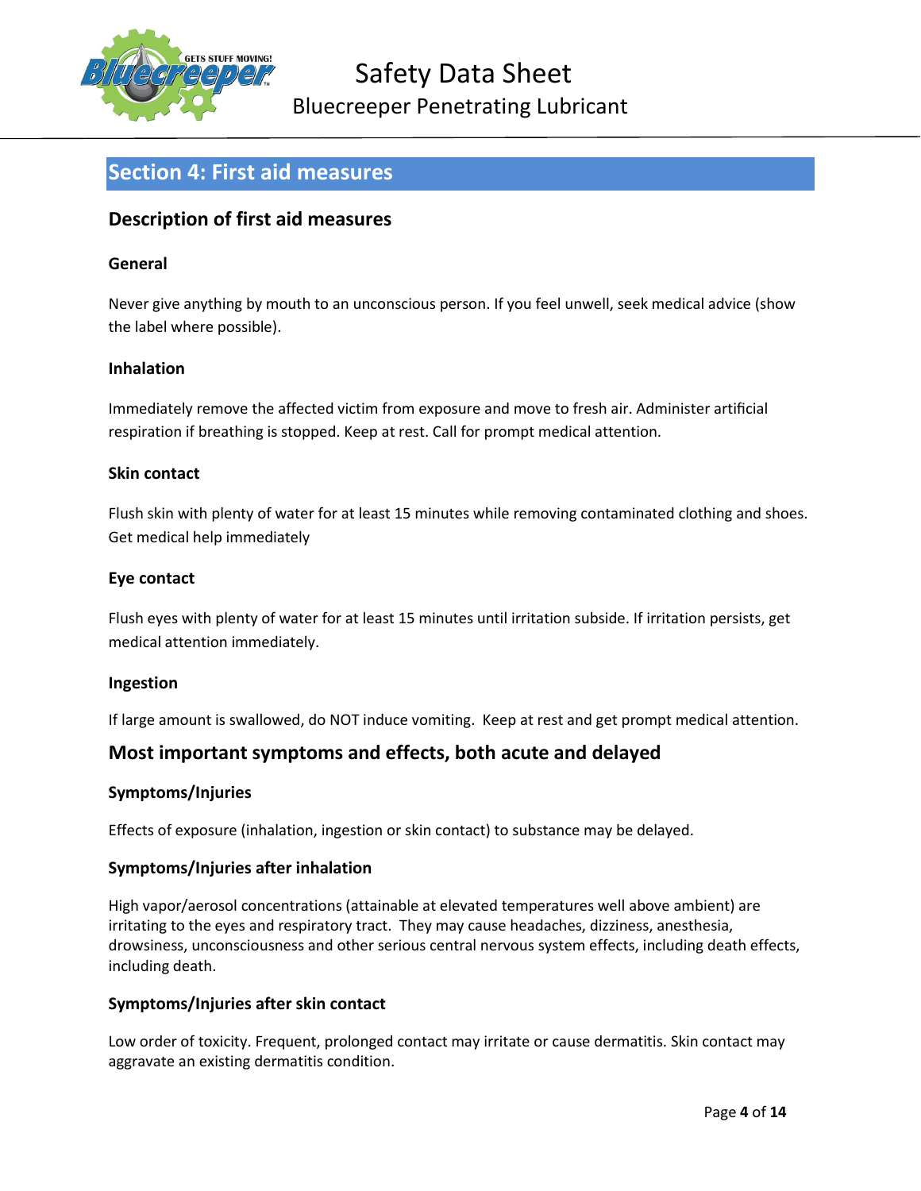## Section 4: First aid measures

### Description of first aid measures

#### General

Never give anything by mouth to an unconscious person. If you feel unwell, seek medical advice (show the label where possible).

#### Inhalation

Immediately remove the affected victim from exposure and move to fresh air. Administer artificial respiration if breathing is stopped. Keep at rest. Call for prompt medical attention.

#### Skin contact

Flush skin with plenty of water for at least 15 minutes while removing contaminated clothing and shoes. Get medical help immediately

#### Eye contact

Flush eyes with plenty of water for at least 15 minutes until irritation subside. If irritation persists, get medical attention immediately.

#### Ingestion

If large amount is swallowed, do NOT induce vomiting. Keep at rest and get prompt medical attention.

### Most important symptoms and effects, both acute and delayed

#### Symptoms/Injuries

Effects of exposure (inhalation, ingestion or skin contact) to substance may be delayed.

#### Symptoms/Injuries after inhalation

High vapor/aerosol concentrations (attainable at elevated temperatures well above ambient) are irritating to the eyes and respiratory tract. They may cause headaches, dizziness, anesthesia, drowsiness, unconsciousness and other serious central nervous system effects, including death effects, including death.

#### Symptoms/Injuries after skin contact

Low order of toxicity. Frequent, prolonged contact may irritate or cause dermatitis. Skin contact may aggravate an existing dermatitis condition.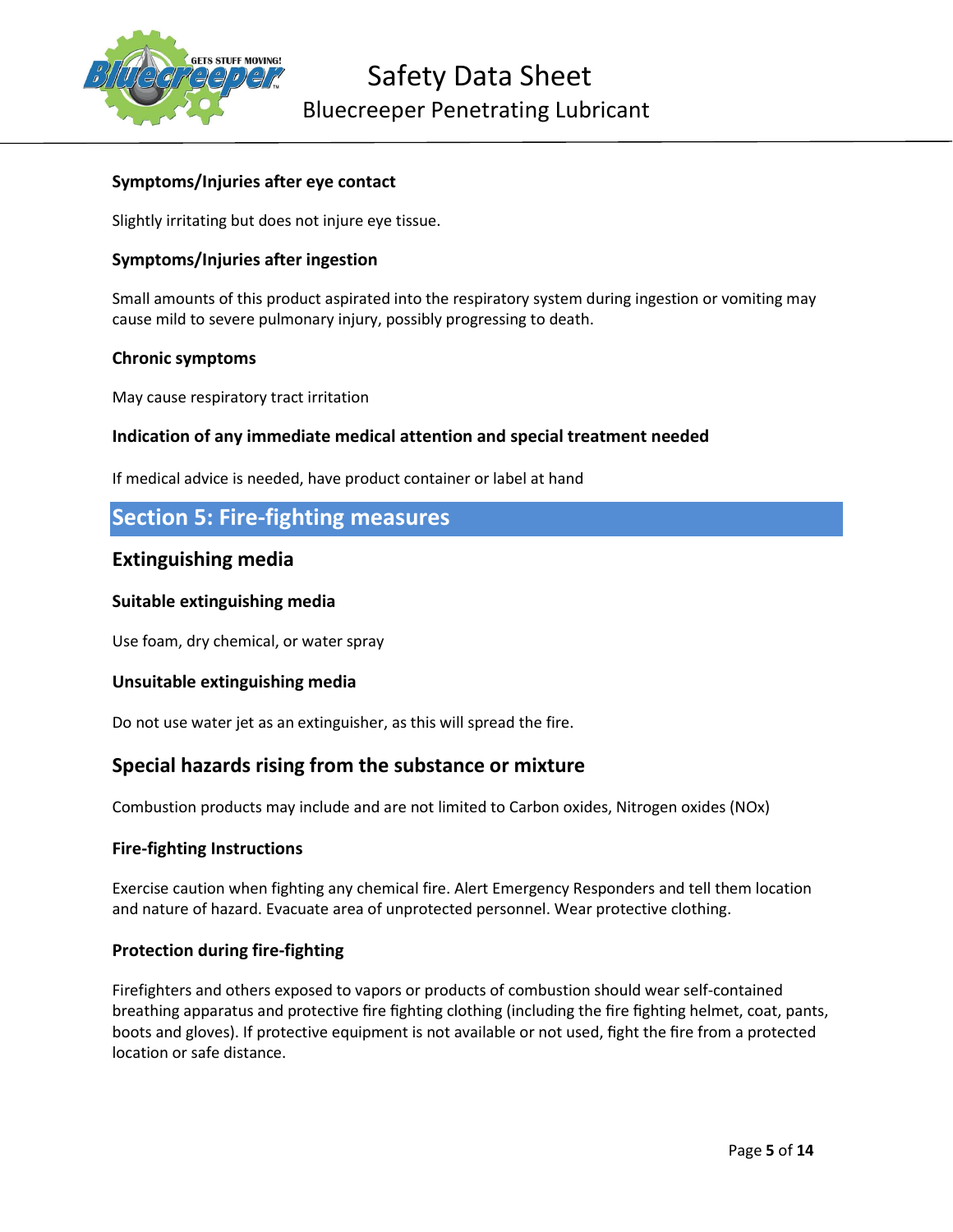### Symptoms/Injuries after eye contact

Slightly irritating but does not injure eye tissue.

### Symptoms/Injuries after ingestion

Small amounts of this product aspirated into the respiratory system during ingestion or vomiting may cause mild to severe pulmonary injury, possibly progressing to death.

### Chronic symptoms

May cause respiratory tract irritation

### Indication of any immediate medical attention and special treatment needed

If medical advice is needed, have product container or label at hand

# Section 5: Fire-fighting measures

## Extinguishing media

### Suitable extinguishing media

Use foam, dry chemical, or water spray

### Unsuitable extinguishing media

Do not use water jet as an extinguisher, as this will spread the fire.

## Special hazards rising from the substance or mixture

Combustion products may include and are not limited to Carbon oxides, Nitrogen oxides (NOx)

### Fire-fighting Instructions

Exercise caution when fighting any chemical fire. Alert Emergency Responders and tell them location and nature of hazard. Evacuate area of unprotected personnel. Wear protective clothing.

### Protection during fire-fighting

Firefighters and others exposed to vapors or products of combustion should wear self-contained breathing apparatus and protective fire fighting clothing (including the fire fighting helmet, coat, pants, boots and gloves). If protective equipment is not available or not used, fight the fire from a protected location or safe distance.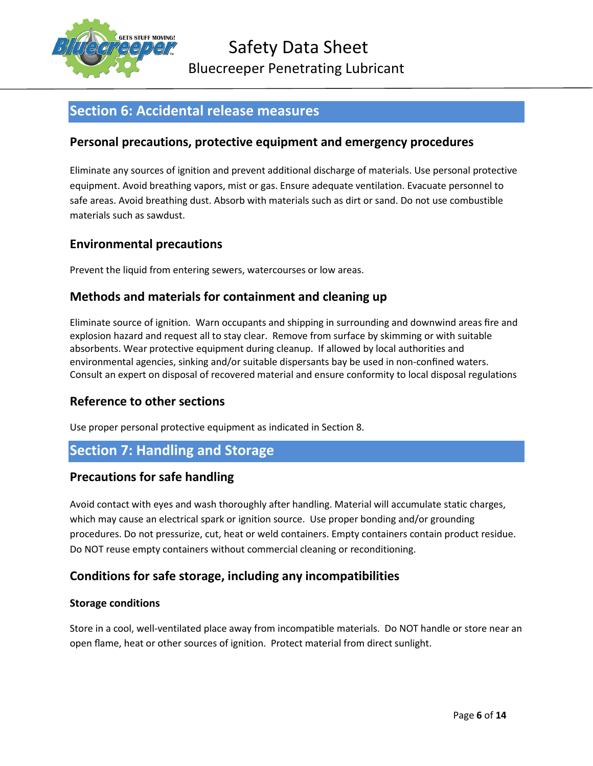## Section 6: Accidental release measures

### Personal precautions, protective equipment and emergency procedures

Eliminate any sources of ignition and prevent additional discharge of materials. Use personal protective equipment. Avoid breathing vapors, mist or gas. Ensure adequate ventilation. Evacuate personnel to safe areas. Avoid breathing dust. Absorb with materials such as dirt or sand. Do not use combustible materials such as sawdust.

### Environmental precautions

Prevent the liquid from entering sewers, watercourses or low areas.

### Methods and materials for containment and cleaning up

Eliminate source of ignition. Warn occupants and shipping in surrounding and downwind areas fire and explosion hazard and request all to stay clear. Remove from surface by skimming or with suitable absorbents. Wear protective equipment during cleanup. If allowed by local authorities and environmental agencies, sinking and/or suitable dispersants bay be used in non-confined waters. Consult an expert on disposal of recovered material and ensure conformity to local disposal regulations

### Reference to other sections

Use proper personal protective equipment as indicated in Section 8.

## Section 7: Handling and Storage

### Precautions for safe handling

Avoid contact with eyes and wash thoroughly after handling. Material will accumulate static charges, which may cause an electrical spark or ignition source. Use proper bonding and/or grounding procedures. Do not pressurize, cut, heat or weld containers. Empty containers contain product residue. Do NOT reuse empty containers without commercial cleaning or reconditioning.

### Conditions for safe storage, including any incompatibilities

#### Storage conditions

Store in a cool, well-ventilated place away from incompatible materials. Do NOT handle or store near an open flame, heat or other sources of ignition. Protect material from direct sunlight.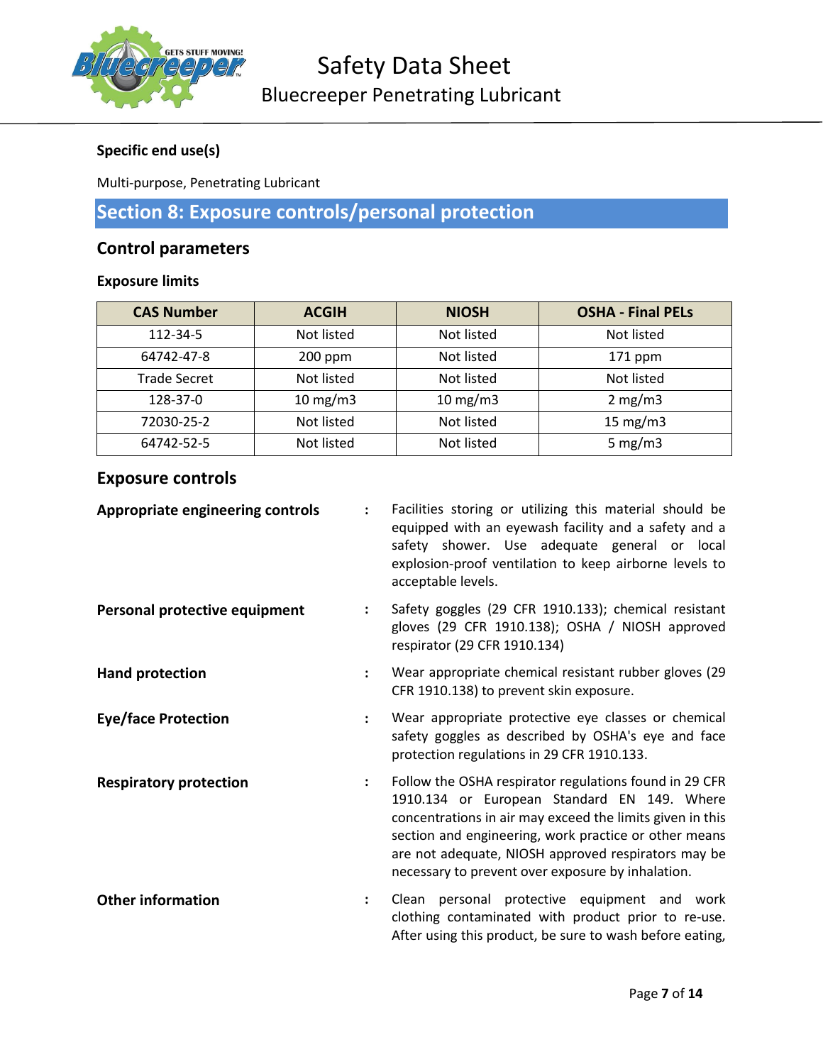**Specific end use(s)**

Multi-purpose, Penetrating Lubricant

## Section 8: Exposure controls/personal protection

### Control parameters

**Exposure limits**

| CAS Number | ACGIH | NIOSH | OSHA - Final PELs |
|---|---|---|---|
| 112-34-5 | Not listed | Not listed | Not listed |
| 64742-47-8 | 200 ppm | Not listed | 171 ppm |
| Trade Secret | Not listed | Not listed | Not listed |
| 128-37-0 | 10 mg/m3 | 10 mg/m3 | 2 mg/m3 |
| 72030-25-2 | Not listed | Not listed | 15 mg/m3 |
| 64742-52-5 | Not listed | Not listed | 5 mg/m3 |

### Exposure controls

**Appropriate engineering controls** : Facilities storing or utilizing this material should be equipped with an eyewash facility and a safety and a safety shower. Use adequate general or local explosion-proof ventilation to keep airborne levels to acceptable levels.

**Personal protective equipment** : Safety goggles (29 CFR 1910.133); chemical resistant gloves (29 CFR 1910.138); OSHA / NIOSH approved respirator (29 CFR 1910.134)

**Hand protection** : Wear appropriate chemical resistant rubber gloves (29 CFR 1910.138) to prevent skin exposure.

**Eye/face Protection** : Wear appropriate protective eye classes or chemical safety goggles as described by OSHA's eye and face protection regulations in 29 CFR 1910.133.

**Respiratory protection** : Follow the OSHA respirator regulations found in 29 CFR 1910.134 or European Standard EN 149. Where concentrations in air may exceed the limits given in this section and engineering, work practice or other means are not adequate, NIOSH approved respirators may be necessary to prevent over exposure by inhalation.

**Other information** : Clean personal protective equipment and work clothing contaminated with product prior to re-use. After using this product, be sure to wash before eating,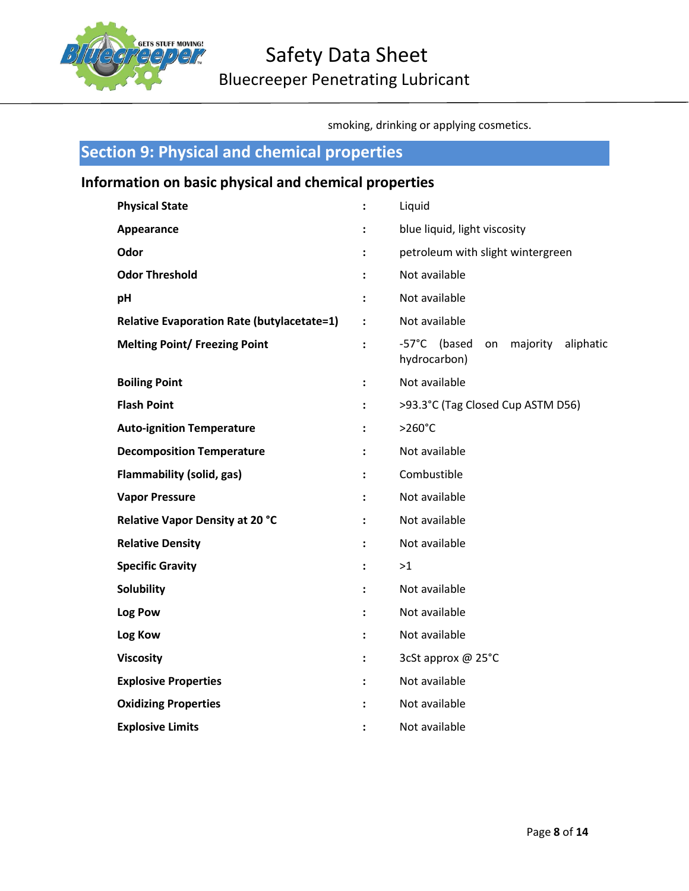smoking, drinking or applying cosmetics.

## Section 9: Physical and chemical properties

### Information on basic physical and chemical properties

| Property | | Value |
|---|---|---|
| **Physical State** | : | Liquid |
| **Appearance** | : | blue liquid, light viscosity |
| **Odor** | : | petroleum with slight wintergreen |
| **Odor Threshold** | : | Not available |
| **pH** | : | Not available |
| **Relative Evaporation Rate (butylacetate=1)** | : | Not available |
| **Melting Point/ Freezing Point** | : | -57°C (based on majority aliphatic hydrocarbon) |
| **Boiling Point** | : | Not available |
| **Flash Point** | : | >93.3°C (Tag Closed Cup ASTM D56) |
| **Auto-ignition Temperature** | : | >260°C |
| **Decomposition Temperature** | : | Not available |
| **Flammability (solid, gas)** | : | Combustible |
| **Vapor Pressure** | : | Not available |
| **Relative Vapor Density at 20 °C** | : | Not available |
| **Relative Density** | : | Not available |
| **Specific Gravity** | : | >1 |
| **Solubility** | : | Not available |
| **Log Pow** | : | Not available |
| **Log Kow** | : | Not available |
| **Viscosity** | : | 3cSt approx @ 25°C |
| **Explosive Properties** | : | Not available |
| **Oxidizing Properties** | : | Not available |
| **Explosive Limits** | : | Not available |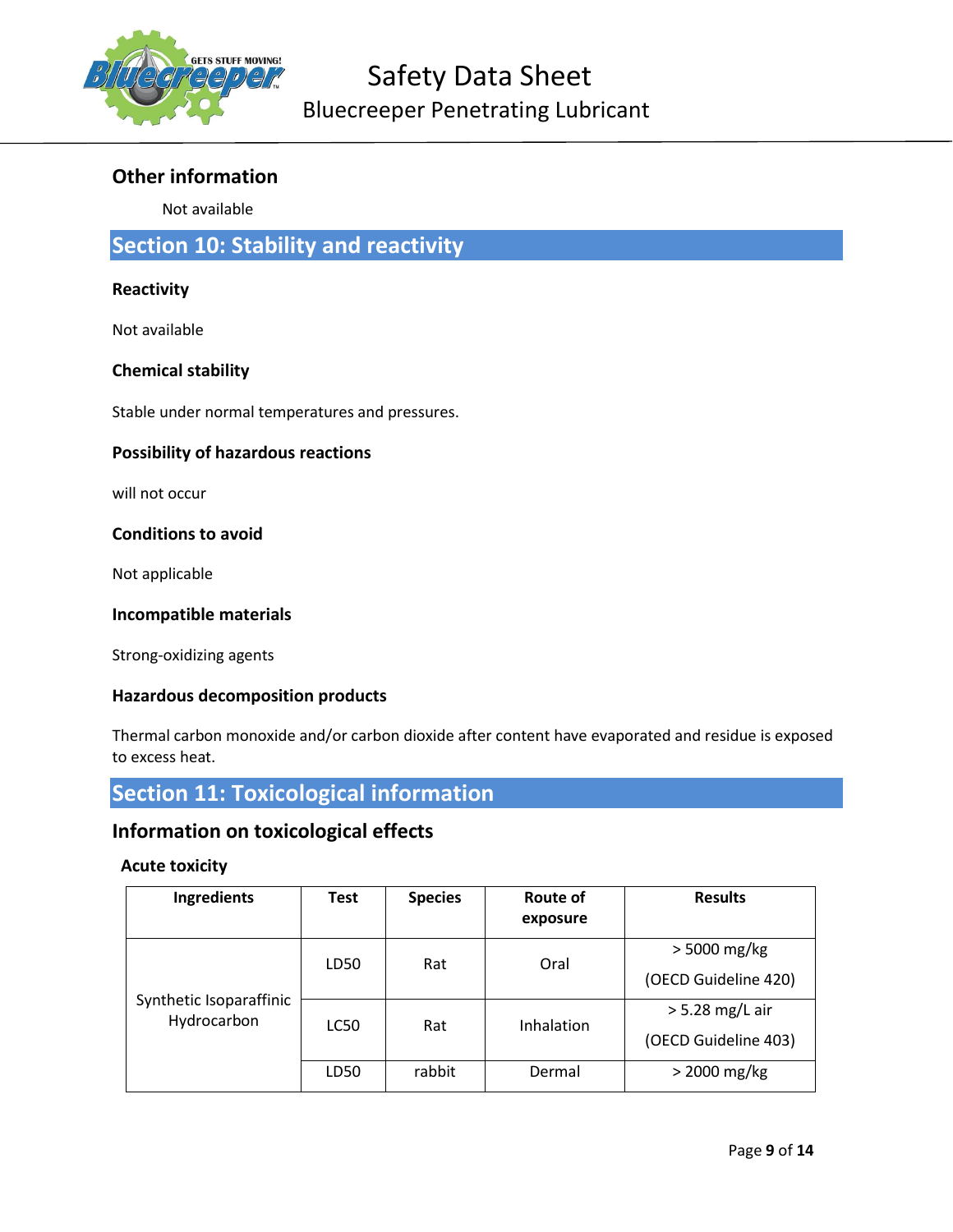### Other information

Not available

## Section 10: Stability and reactivity

**Reactivity**

Not available

**Chemical stability**

Stable under normal temperatures and pressures.

**Possibility of hazardous reactions**

will not occur

**Conditions to avoid**

Not applicable

**Incompatible materials**

Strong-oxidizing agents

**Hazardous decomposition products**

Thermal carbon monoxide and/or carbon dioxide after content have evaporated and residue is exposed to excess heat.

## Section 11: Toxicological information

### Information on toxicological effects

**Acute toxicity**

| Ingredients | Test | Species | Route of exposure | Results |
|---|---|---|---|---|
| Synthetic Isoparaffinic Hydrocarbon | LD50 | Rat | Oral | > 5000 mg/kg (OECD Guideline 420) |
| | LC50 | Rat | Inhalation | > 5.28 mg/L air (OECD Guideline 403) |
| | LD50 | rabbit | Dermal | > 2000 mg/kg |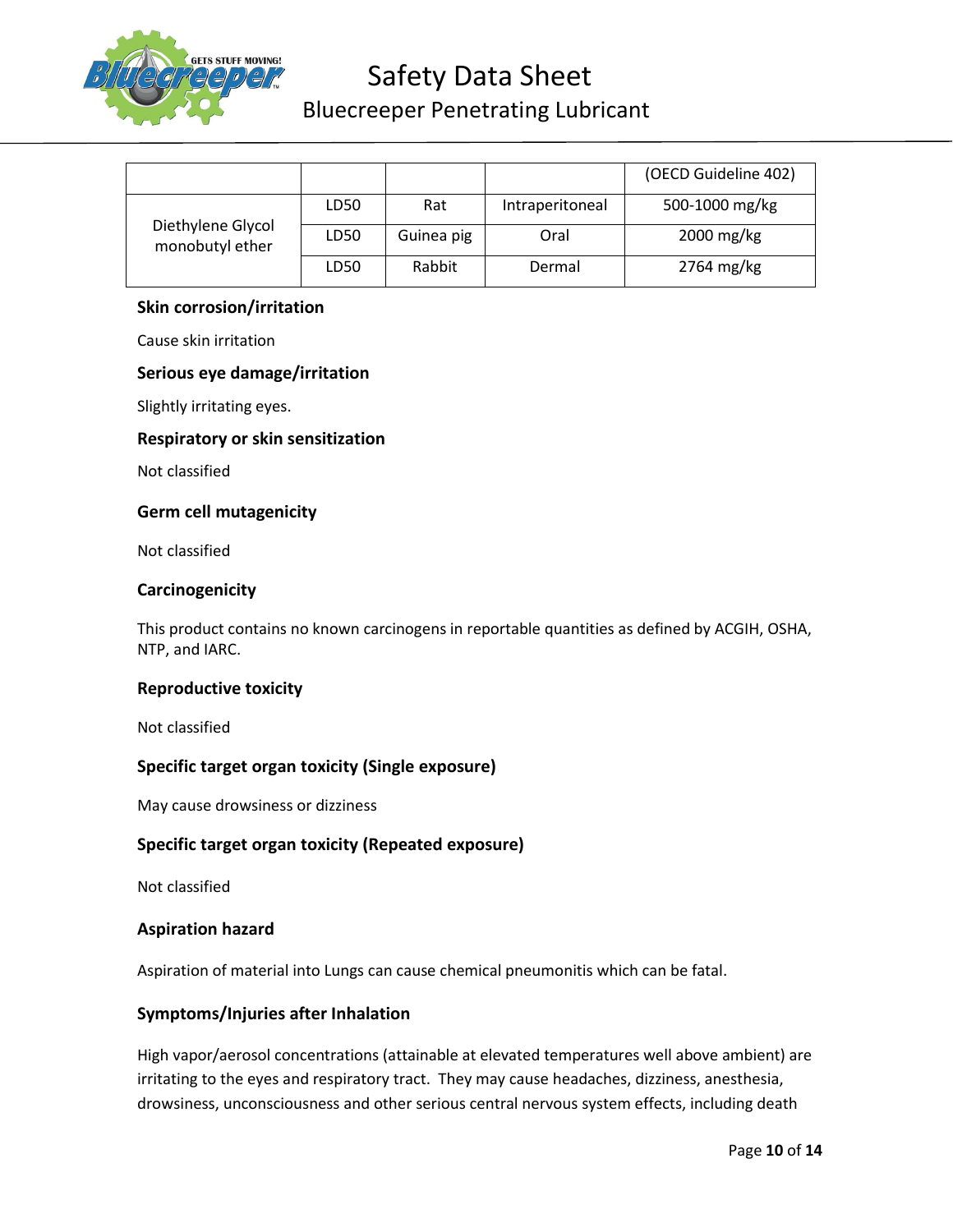| | | | | (OECD Guideline 402) |
|---|---|---|---|---|
| Diethylene Glycol monobutyl ether | LD50 | Rat | Intraperitoneal | 500-1000 mg/kg |
| | LD50 | Guinea pig | Oral | 2000 mg/kg |
| | LD50 | Rabbit | Dermal | 2764 mg/kg |

### Skin corrosion/irritation

Cause skin irritation

### Serious eye damage/irritation

Slightly irritating eyes.

### Respiratory or skin sensitization

Not classified

### Germ cell mutagenicity

Not classified

### Carcinogenicity

This product contains no known carcinogens in reportable quantities as defined by ACGIH, OSHA, NTP, and IARC.

### Reproductive toxicity

Not classified

### Specific target organ toxicity (Single exposure)

May cause drowsiness or dizziness

### Specific target organ toxicity (Repeated exposure)

Not classified

### Aspiration hazard

Aspiration of material into Lungs can cause chemical pneumonitis which can be fatal.

### Symptoms/Injuries after Inhalation

High vapor/aerosol concentrations (attainable at elevated temperatures well above ambient) are irritating to the eyes and respiratory tract. They may cause headaches, dizziness, anesthesia, drowsiness, unconsciousness and other serious central nervous system effects, including death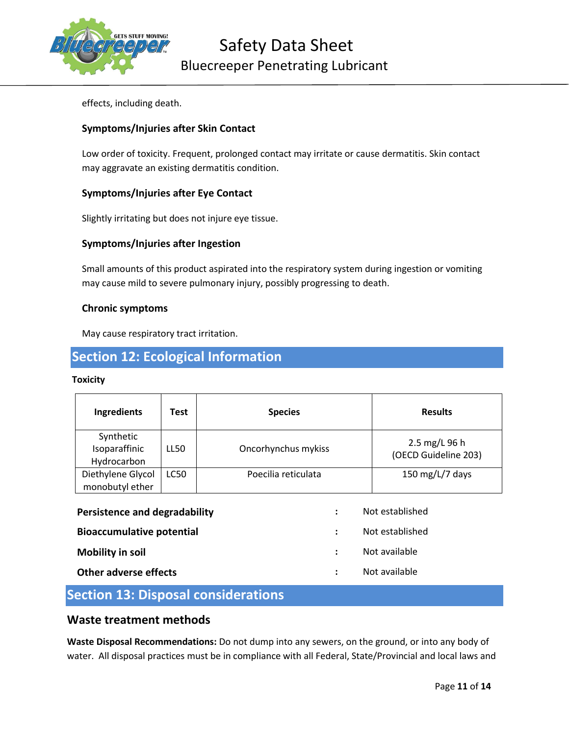effects, including death.

### Symptoms/Injuries after Skin Contact

Low order of toxicity. Frequent, prolonged contact may irritate or cause dermatitis. Skin contact may aggravate an existing dermatitis condition.

### Symptoms/Injuries after Eye Contact

Slightly irritating but does not injure eye tissue.

### Symptoms/Injuries after Ingestion

Small amounts of this product aspirated into the respiratory system during ingestion or vomiting may cause mild to severe pulmonary injury, possibly progressing to death.

### Chronic symptoms

May cause respiratory tract irritation.

## Section 12: Ecological Information

**Toxicity**

| Ingredients | Test | Species | Results |
|---|---|---|---|
| Synthetic Isoparaffinic Hydrocarbon | LL50 | Oncorhynchus mykiss | 2.5 mg/L 96 h (OECD Guideline 203) |
| Diethylene Glycol monobutyl ether | LC50 | Poecilia reticulata | 150 mg/L/7 days |

**Persistence and degradability** : Not established

**Bioaccumulative potential** : Not established

**Mobility in soil** : Not available

**Other adverse effects** : Not available

## Section 13: Disposal considerations

### Waste treatment methods

**Waste Disposal Recommendations:** Do not dump into any sewers, on the ground, or into any body of water. All disposal practices must be in compliance with all Federal, State/Provincial and local laws and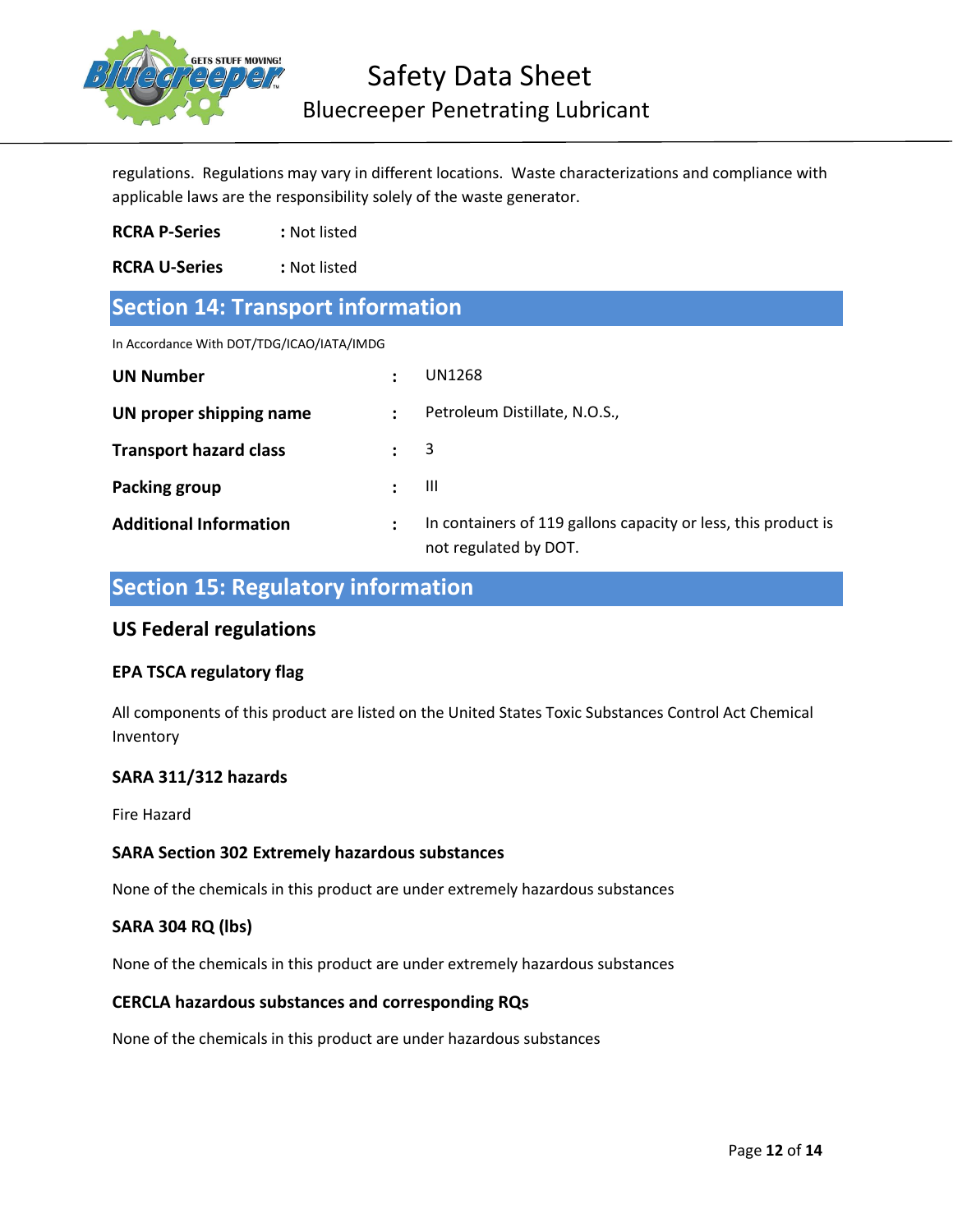regulations. Regulations may vary in different locations. Waste characterizations and compliance with applicable laws are the responsibility solely of the waste generator.

**RCRA P-Series** : Not listed

**RCRA U-Series** : Not listed

## Section 14: Transport information

In Accordance With DOT/TDG/ICAO/IATA/IMDG

| | | |
|---|---|---|
| **UN Number** | : | UN1268 |
| **UN proper shipping name** | : | Petroleum Distillate, N.O.S., |
| **Transport hazard class** | : | 3 |
| **Packing group** | : | III |
| **Additional Information** | : | In containers of 119 gallons capacity or less, this product is not regulated by DOT. |

## Section 15: Regulatory information

### US Federal regulations

#### EPA TSCA regulatory flag

All components of this product are listed on the United States Toxic Substances Control Act Chemical Inventory

#### SARA 311/312 hazards

Fire Hazard

#### SARA Section 302 Extremely hazardous substances

None of the chemicals in this product are under extremely hazardous substances

#### SARA 304 RQ (lbs)

None of the chemicals in this product are under extremely hazardous substances

#### CERCLA hazardous substances and corresponding RQs

None of the chemicals in this product are under hazardous substances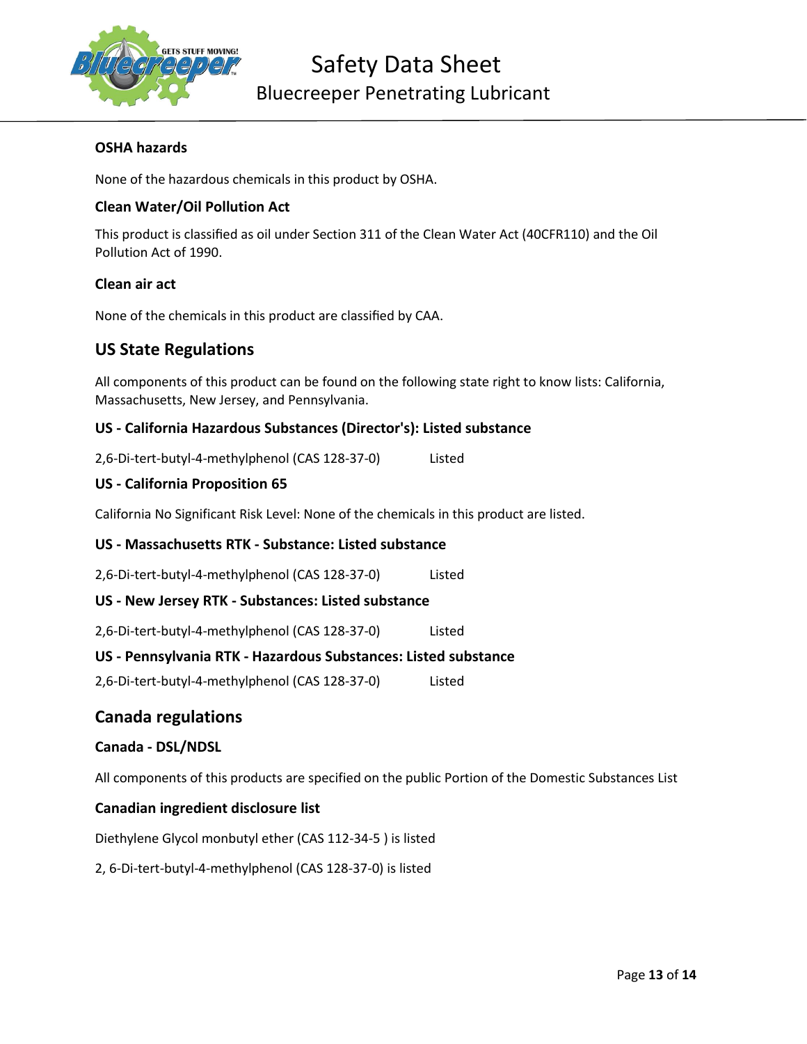### OSHA hazards

None of the hazardous chemicals in this product by OSHA.

### Clean Water/Oil Pollution Act

This product is classified as oil under Section 311 of the Clean Water Act (40CFR110) and the Oil Pollution Act of 1990.

### Clean air act

None of the chemicals in this product are classified by CAA.

## US State Regulations

All components of this product can be found on the following state right to know lists: California, Massachusetts, New Jersey, and Pennsylvania.

### US - California Hazardous Substances (Director's): Listed substance

2,6-Di-tert-butyl-4-methylphenol (CAS 128-37-0) Listed

### US - California Proposition 65

California No Significant Risk Level: None of the chemicals in this product are listed.

### US - Massachusetts RTK - Substance: Listed substance

2,6-Di-tert-butyl-4-methylphenol (CAS 128-37-0) Listed

### US - New Jersey RTK - Substances: Listed substance

2,6-Di-tert-butyl-4-methylphenol (CAS 128-37-0) Listed

### US - Pennsylvania RTK - Hazardous Substances: Listed substance

2,6-Di-tert-butyl-4-methylphenol (CAS 128-37-0) Listed

## Canada regulations

### Canada - DSL/NDSL

All components of this products are specified on the public Portion of the Domestic Substances List

### Canadian ingredient disclosure list

Diethylene Glycol monbutyl ether (CAS 112-34-5 ) is listed

2, 6-Di-tert-butyl-4-methylphenol (CAS 128-37-0) is listed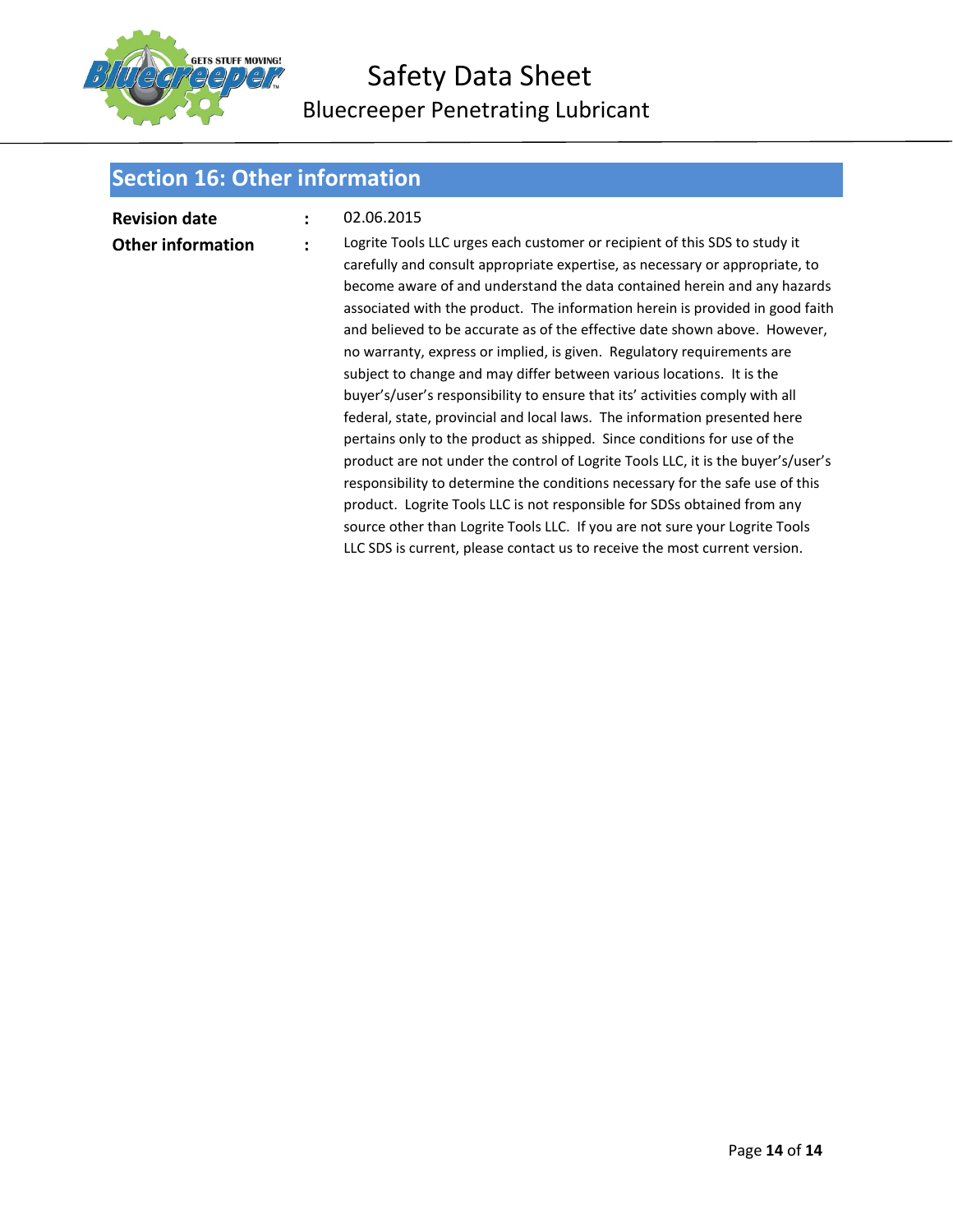## Section 16: Other information

**Revision date** : 02.06.2015

**Other information** : Logrite Tools LLC urges each customer or recipient of this SDS to study it carefully and consult appropriate expertise, as necessary or appropriate, to become aware of and understand the data contained herein and any hazards associated with the product. The information herein is provided in good faith and believed to be accurate as of the effective date shown above. However, no warranty, express or implied, is given. Regulatory requirements are subject to change and may differ between various locations. It is the buyer's/user's responsibility to ensure that its' activities comply with all federal, state, provincial and local laws. The information presented here pertains only to the product as shipped. Since conditions for use of the product are not under the control of Logrite Tools LLC, it is the buyer's/user's responsibility to determine the conditions necessary for the safe use of this product. Logrite Tools LLC is not responsible for SDSs obtained from any source other than Logrite Tools LLC. If you are not sure your Logrite Tools LLC SDS is current, please contact us to receive the most current version.